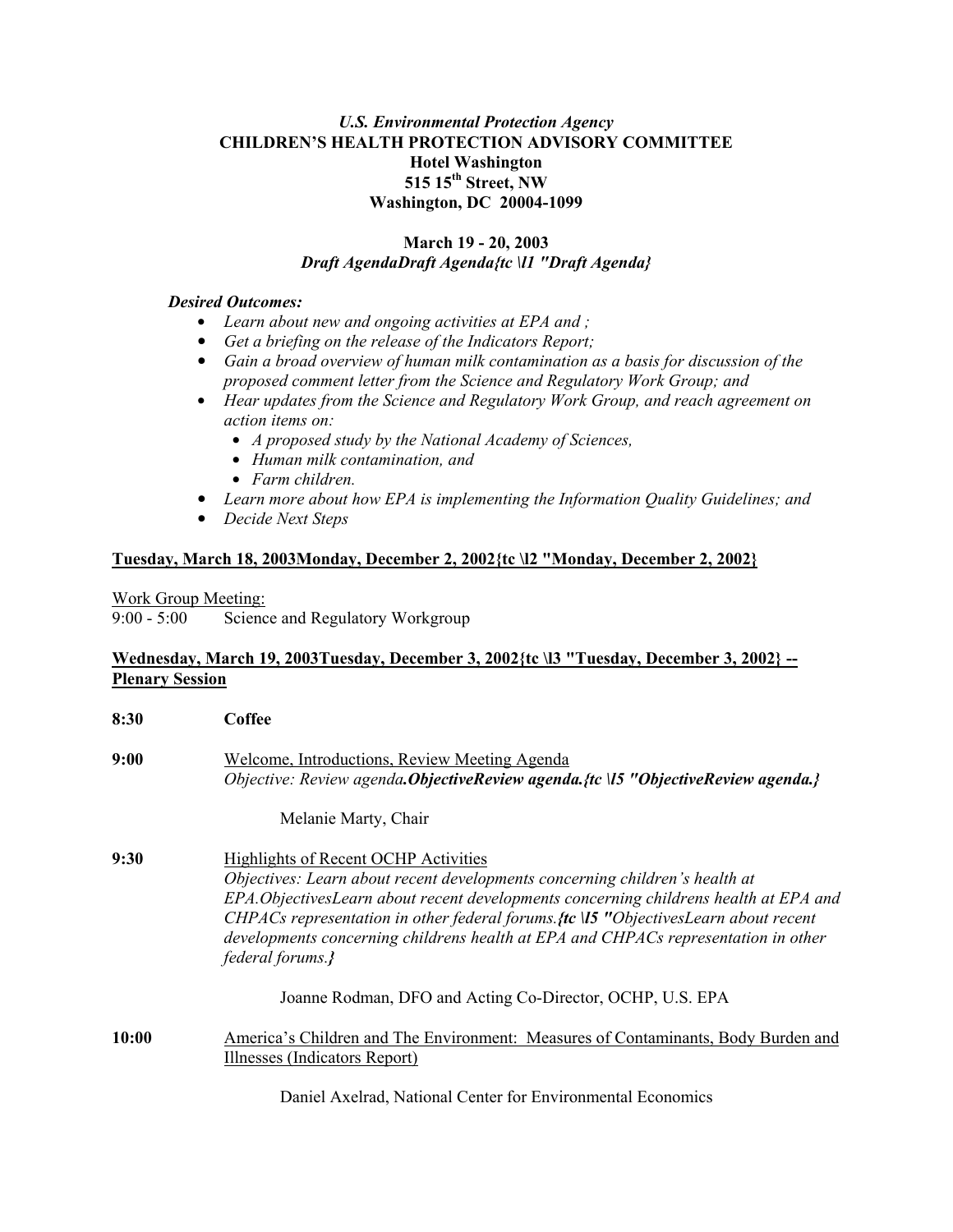***U.S. Environmental Protection Agency***

**CHILDREN'S HEALTH PROTECTION ADVISORY COMMITTEE**
**Hotel Washington**
**515 15th Street, NW**
**Washington, DC 20004-1099**

**March 19 - 20, 2003**
***Draft AgendaDraft Agenda{tc \l1 "Draft Agenda}***

***Desired Outcomes:***

- *Learn about new and ongoing activities at EPA and ;*
- *Get a briefing on the release of the Indicators Report;*
- *Gain a broad overview of human milk contamination as a basis for discussion of the proposed comment letter from the Science and Regulatory Work Group; and*
- *Hear updates from the Science and Regulatory Work Group, and reach agreement on action items on:*
  - *A proposed study by the National Academy of Sciences,*
  - *Human milk contamination, and*
  - *Farm children.*
- *Learn more about how EPA is implementing the Information Quality Guidelines; and*
- *Decide Next Steps*

**Tuesday, March 18, 2003Monday, December 2, 2002{tc \l2 "Monday, December 2, 2002}**

Work Group Meeting:
9:00 - 5:00 Science and Regulatory Workgroup

**Wednesday, March 19, 2003Tuesday, December 3, 2002{tc \l3 "Tuesday, December 3, 2002} -- Plenary Session**

**8:30** **Coffee**

**9:00** Welcome, Introductions, Review Meeting Agenda
*Objective: Review agenda**.ObjectiveReview agenda.{tc \l5 "ObjectiveReview agenda.}***

Melanie Marty, Chair

**9:30** Highlights of Recent OCHP Activities
*Objectives: Learn about recent developments concerning children's health at EPA.ObjectivesLearn about recent developments concerning childrens health at EPA and CHPACs representation in other federal forums.**{tc \l5 "**ObjectivesLearn about recent developments concerning childrens health at EPA and CHPACs representation in other federal forums.**}***

Joanne Rodman, DFO and Acting Co-Director, OCHP, U.S. EPA

**10:00** America's Children and The Environment: Measures of Contaminants, Body Burden and Illnesses (Indicators Report)

Daniel Axelrad, National Center for Environmental Economics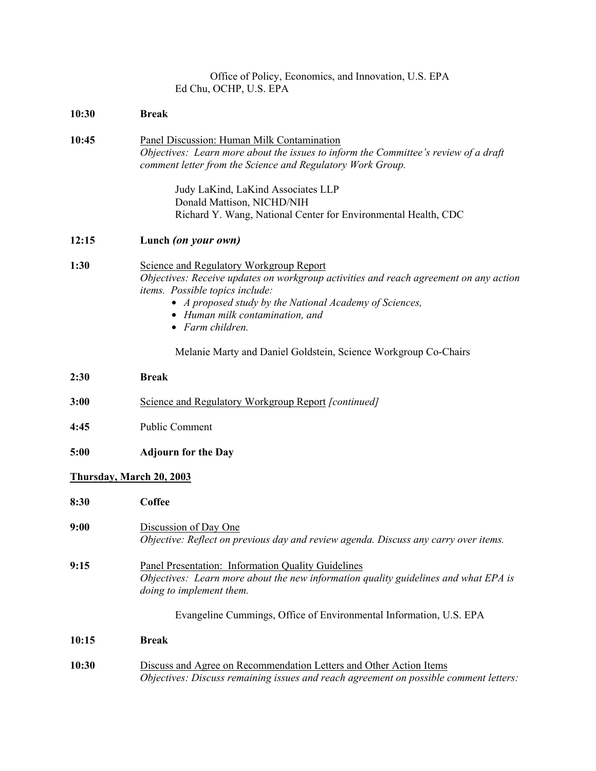Office of Policy, Economics, and Innovation, U.S. EPA
Ed Chu, OCHP, U.S. EPA

**10:30** **Break**

**10:45** Panel Discussion: Human Milk Contamination
*Objectives: Learn more about the issues to inform the Committee's review of a draft comment letter from the Science and Regulatory Work Group.*

Judy LaKind, LaKind Associates LLP
Donald Mattison, NICHD/NIH
Richard Y. Wang, National Center for Environmental Health, CDC

**12:15** **Lunch *(on your own)***

**1:30** Science and Regulatory Workgroup Report
*Objectives: Receive updates on workgroup activities and reach agreement on any action items. Possible topics include:*

- *A proposed study by the National Academy of Sciences,*
- *Human milk contamination, and*
- *Farm children.*

Melanie Marty and Daniel Goldstein, Science Workgroup Co-Chairs

**2:30** **Break**

**3:00** Science and Regulatory Workgroup Report *[continued]*

**4:45** Public Comment

**5:00** **Adjourn for the Day**

## Thursday, March 20, 2003

**8:30** **Coffee**

**9:00** Discussion of Day One
*Objective: Reflect on previous day and review agenda. Discuss any carry over items.*

**9:15** Panel Presentation: Information Quality Guidelines
*Objectives: Learn more about the new information quality guidelines and what EPA is doing to implement them.*

Evangeline Cummings, Office of Environmental Information, U.S. EPA

**10:15** **Break**

**10:30** Discuss and Agree on Recommendation Letters and Other Action Items
*Objectives: Discuss remaining issues and reach agreement on possible comment letters:*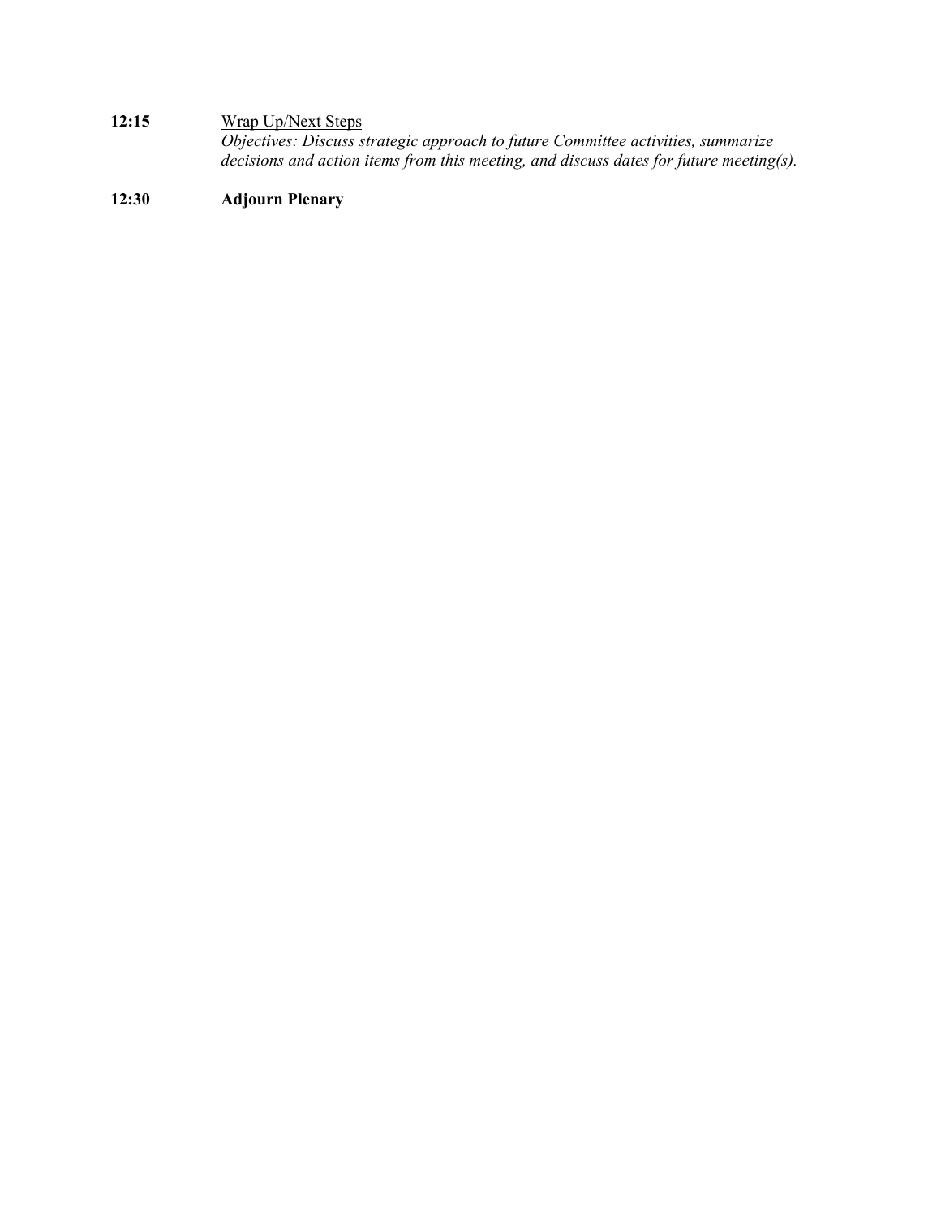**12:15** Wrap Up/Next Steps

*Objectives: Discuss strategic approach to future Committee activities, summarize decisions and action items from this meeting, and discuss dates for future meeting(s).*

**12:30 Adjourn Plenary**